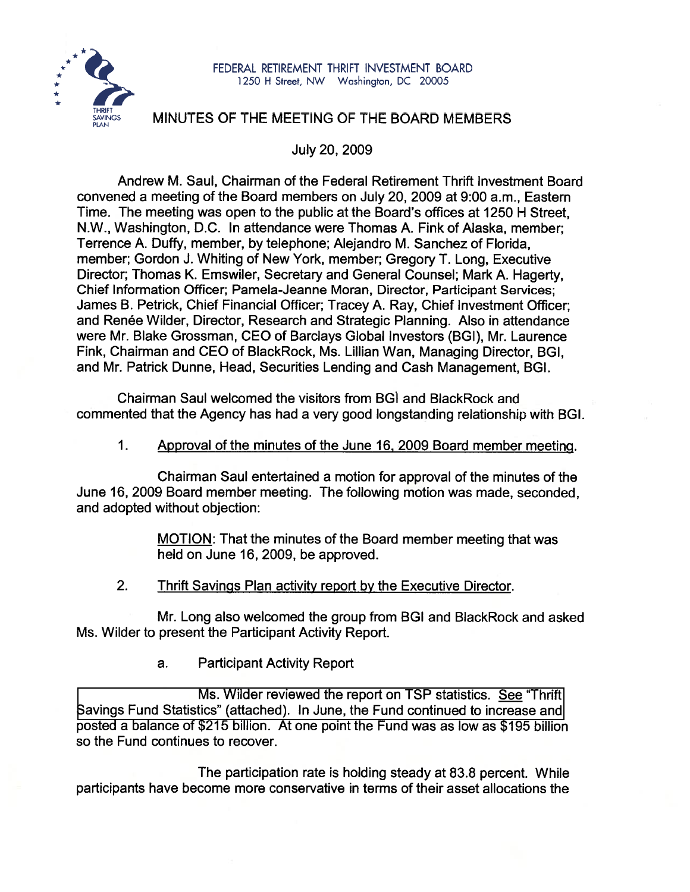FEDERAL RETIREMENT THRIFT INVESTMENT BOARD
1250 H Street, NW Washington, DC 20005

# MINUTES OF THE MEETING OF THE BOARD MEMBERS

July 20, 2009

Andrew M. Saul, Chairman of the Federal Retirement Thrift Investment Board convened a meeting of the Board members on July 20, 2009 at 9:00 a.m., Eastern Time. The meeting was open to the public at the Board's offices at 1250 H Street, N.W., Washington, D.C. In attendance were Thomas A. Fink of Alaska, member; Terrence A. Duffy, member, by telephone; Alejandro M. Sanchez of Florida, member; Gordon J. Whiting of New York, member; Gregory T. Long, Executive Director; Thomas K. Emswiler, Secretary and General Counsel; Mark A. Hagerty, Chief Information Officer; Pamela-Jeanne Moran, Director, Participant Services; James B. Petrick, Chief Financial Officer; Tracey A. Ray, Chief Investment Officer; and Renée Wilder, Director, Research and Strategic Planning. Also in attendance were Mr. Blake Grossman, CEO of Barclays Global Investors (BGI), Mr. Laurence Fink, Chairman and CEO of BlackRock, Ms. Lillian Wan, Managing Director, BGI, and Mr. Patrick Dunne, Head, Securities Lending and Cash Management, BGI.

Chairman Saul welcomed the visitors from BGI and BlackRock and commented that the Agency has had a very good longstanding relationship with BGI.

1. Approval of the minutes of the June 16, 2009 Board member meeting.

Chairman Saul entertained a motion for approval of the minutes of the June 16, 2009 Board member meeting. The following motion was made, seconded, and adopted without objection:

> MOTION: That the minutes of the Board member meeting that was held on June 16, 2009, be approved.

2. Thrift Savings Plan activity report by the Executive Director.

Mr. Long also welcomed the group from BGI and BlackRock and asked Ms. Wilder to present the Participant Activity Report.

a. Participant Activity Report

Ms. Wilder reviewed the report on TSP statistics. See "Thrift Savings Fund Statistics" (attached). In June, the Fund continued to increase and posted a balance of $215 billion. At one point the Fund was as low as $195 billion so the Fund continues to recover.

The participation rate is holding steady at 83.8 percent. While participants have become more conservative in terms of their asset allocations the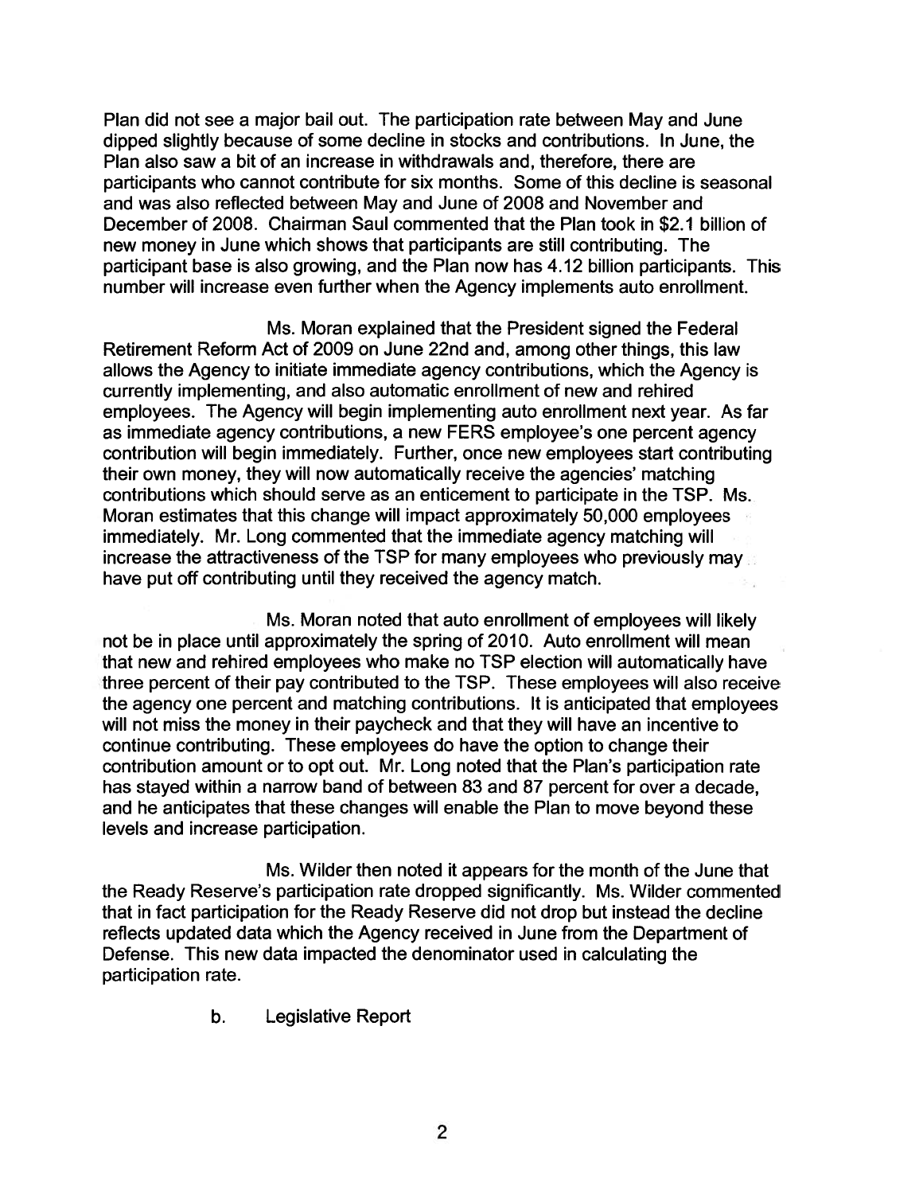Plan did not see a major bail out. The participation rate between May and June dipped slightly because of some decline in stocks and contributions. In June, the Plan also saw a bit of an increase in withdrawals and, therefore, there are participants who cannot contribute for six months. Some of this decline is seasonal and was also reflected between May and June of 2008 and November and December of 2008. Chairman Saul commented that the Plan took in $2.1 billion of new money in June which shows that participants are still contributing. The participant base is also growing, and the Plan now has 4.12 billion participants. This number will increase even further when the Agency implements auto enrollment.

Ms. Moran explained that the President signed the Federal Retirement Reform Act of 2009 on June 22nd and, among other things, this law allows the Agency to initiate immediate agency contributions, which the Agency is currently implementing, and also automatic enrollment of new and rehired employees. The Agency will begin implementing auto enrollment next year. As far as immediate agency contributions, a new FERS employee's one percent agency contribution will begin immediately. Further, once new employees start contributing their own money, they will now automatically receive the agencies' matching contributions which should serve as an enticement to participate in the TSP. Ms. Moran estimates that this change will impact approximately 50,000 employees immediately. Mr. Long commented that the immediate agency matching will increase the attractiveness of the TSP for many employees who previously may have put off contributing until they received the agency match.

Ms. Moran noted that auto enrollment of employees will likely not be in place until approximately the spring of 2010. Auto enrollment will mean that new and rehired employees who make no TSP election will automatically have three percent of their pay contributed to the TSP. These employees will also receive the agency one percent and matching contributions. It is anticipated that employees will not miss the money in their paycheck and that they will have an incentive to continue contributing. These employees do have the option to change their contribution amount or to opt out. Mr. Long noted that the Plan's participation rate has stayed within a narrow band of between 83 and 87 percent for over a decade, and he anticipates that these changes will enable the Plan to move beyond these levels and increase participation.

Ms. Wilder then noted it appears for the month of the June that the Ready Reserve's participation rate dropped significantly. Ms. Wilder commented that in fact participation for the Ready Reserve did not drop but instead the decline reflects updated data which the Agency received in June from the Department of Defense. This new data impacted the denominator used in calculating the participation rate.

b. Legislative Report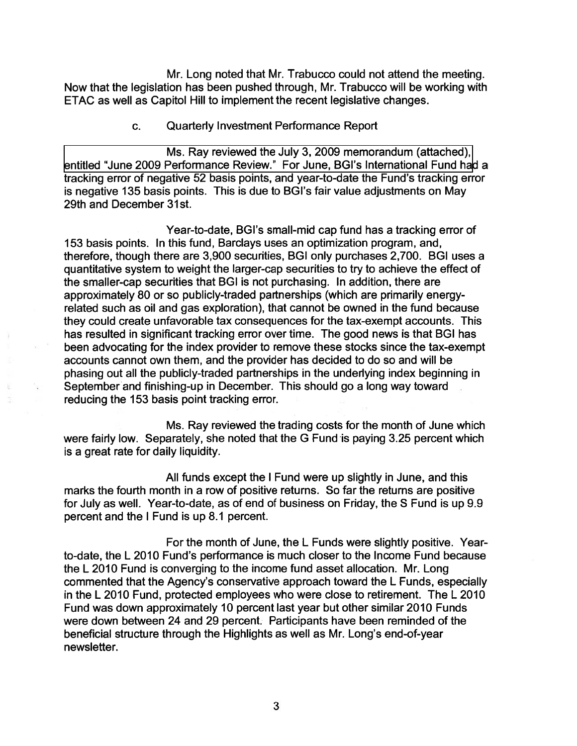Mr. Long noted that Mr. Trabucco could not attend the meeting. Now that the legislation has been pushed through, Mr. Trabucco will be working with ETAC as well as Capitol Hill to implement the recent legislative changes.

c. Quarterly Investment Performance Report

Ms. Ray reviewed the July 3, 2009 memorandum (attached), entitled "June 2009 Performance Review." For June, BGI's International Fund had a tracking error of negative 52 basis points, and year-to-date the Fund's tracking error is negative 135 basis points. This is due to BGI's fair value adjustments on May 29th and December 31st.

Year-to-date, BGI's small-mid cap fund has a tracking error of 153 basis points. In this fund, Barclays uses an optimization program, and, therefore, though there are 3,900 securities, BGI only purchases 2,700. BGI uses a quantitative system to weight the larger-cap securities to try to achieve the effect of the smaller-cap securities that BGI is not purchasing. In addition, there are approximately 80 or so publicly-traded partnerships (which are primarily energy-related such as oil and gas exploration), that cannot be owned in the fund because they could create unfavorable tax consequences for the tax-exempt accounts. This has resulted in significant tracking error over time. The good news is that BGI has been advocating for the index provider to remove these stocks since the tax-exempt accounts cannot own them, and the provider has decided to do so and will be phasing out all the publicly-traded partnerships in the underlying index beginning in September and finishing-up in December. This should go a long way toward reducing the 153 basis point tracking error.

Ms. Ray reviewed the trading costs for the month of June which were fairly low. Separately, she noted that the G Fund is paying 3.25 percent which is a great rate for daily liquidity.

All funds except the I Fund were up slightly in June, and this marks the fourth month in a row of positive returns. So far the returns are positive for July as well. Year-to-date, as of end of business on Friday, the S Fund is up 9.9 percent and the I Fund is up 8.1 percent.

For the month of June, the L Funds were slightly positive. Year-to-date, the L 2010 Fund's performance is much closer to the Income Fund because the L 2010 Fund is converging to the income fund asset allocation. Mr. Long commented that the Agency's conservative approach toward the L Funds, especially in the L 2010 Fund, protected employees who were close to retirement. The L 2010 Fund was down approximately 10 percent last year but other similar 2010 Funds were down between 24 and 29 percent. Participants have been reminded of the beneficial structure through the Highlights as well as Mr. Long's end-of-year newsletter.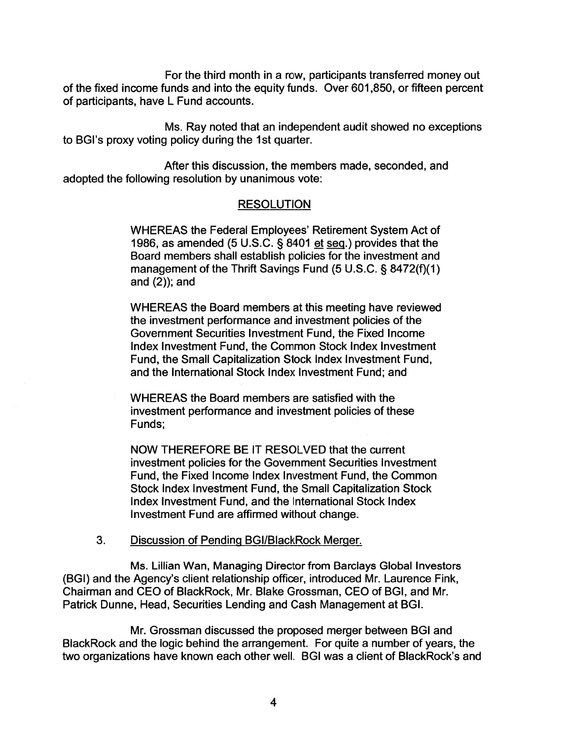For the third month in a row, participants transferred money out of the fixed income funds and into the equity funds. Over 601,850, or fifteen percent of participants, have L Fund accounts.

Ms. Ray noted that an independent audit showed no exceptions to BGI's proxy voting policy during the 1st quarter.

After this discussion, the members made, seconded, and adopted the following resolution by unanimous vote:

## RESOLUTION

WHEREAS the Federal Employees' Retirement System Act of 1986, as amended (5 U.S.C. § 8401 et seq.) provides that the Board members shall establish policies for the investment and management of the Thrift Savings Fund (5 U.S.C. § 8472(f)(1) and (2)); and

WHEREAS the Board members at this meeting have reviewed the investment performance and investment policies of the Government Securities Investment Fund, the Fixed Income Index Investment Fund, the Common Stock Index Investment Fund, the Small Capitalization Stock Index Investment Fund, and the International Stock Index Investment Fund; and

WHEREAS the Board members are satisfied with the investment performance and investment policies of these Funds;

NOW THEREFORE BE IT RESOLVED that the current investment policies for the Government Securities Investment Fund, the Fixed Income Index Investment Fund, the Common Stock Index Investment Fund, the Small Capitalization Stock Index Investment Fund, and the International Stock Index Investment Fund are affirmed without change.

3. Discussion of Pending BGI/BlackRock Merger.

Ms. Lillian Wan, Managing Director from Barclays Global Investors (BGI) and the Agency's client relationship officer, introduced Mr. Laurence Fink, Chairman and CEO of BlackRock, Mr. Blake Grossman, CEO of BGI, and Mr. Patrick Dunne, Head, Securities Lending and Cash Management at BGI.

Mr. Grossman discussed the proposed merger between BGI and BlackRock and the logic behind the arrangement. For quite a number of years, the two organizations have known each other well. BGI was a client of BlackRock's and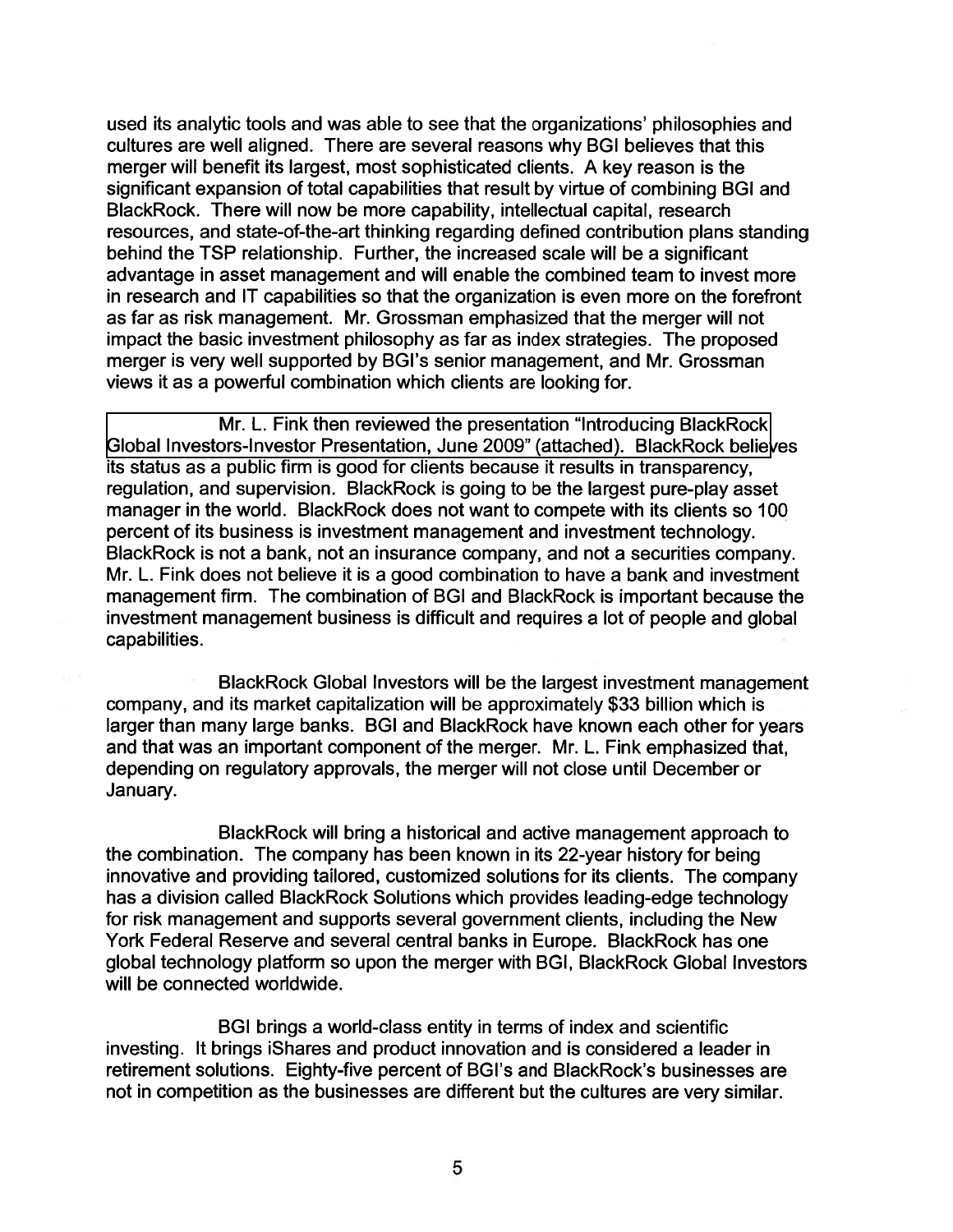used its analytic tools and was able to see that the organizations' philosophies and cultures are well aligned. There are several reasons why BGI believes that this merger will benefit its largest, most sophisticated clients. A key reason is the significant expansion of total capabilities that result by virtue of combining BGI and BlackRock. There will now be more capability, intellectual capital, research resources, and state-of-the-art thinking regarding defined contribution plans standing behind the TSP relationship. Further, the increased scale will be a significant advantage in asset management and will enable the combined team to invest more in research and IT capabilities so that the organization is even more on the forefront as far as risk management. Mr. Grossman emphasized that the merger will not impact the basic investment philosophy as far as index strategies. The proposed merger is very well supported by BGI's senior management, and Mr. Grossman views it as a powerful combination which clients are looking for.

Mr. L. Fink then reviewed the presentation "Introducing BlackRock Global Investors-Investor Presentation, June 2009" (attached). BlackRock believes its status as a public firm is good for clients because it results in transparency, regulation, and supervision. BlackRock is going to be the largest pure-play asset manager in the world. BlackRock does not want to compete with its clients so 100 percent of its business is investment management and investment technology. BlackRock is not a bank, not an insurance company, and not a securities company. Mr. L. Fink does not believe it is a good combination to have a bank and investment management firm. The combination of BGI and BlackRock is important because the investment management business is difficult and requires a lot of people and global capabilities.

BlackRock Global Investors will be the largest investment management company, and its market capitalization will be approximately $33 billion which is larger than many large banks. BGI and BlackRock have known each other for years and that was an important component of the merger. Mr. L. Fink emphasized that, depending on regulatory approvals, the merger will not close until December or January.

BlackRock will bring a historical and active management approach to the combination. The company has been known in its 22-year history for being innovative and providing tailored, customized solutions for its clients. The company has a division called BlackRock Solutions which provides leading-edge technology for risk management and supports several government clients, including the New York Federal Reserve and several central banks in Europe. BlackRock has one global technology platform so upon the merger with BGI, BlackRock Global Investors will be connected worldwide.

BGI brings a world-class entity in terms of index and scientific investing. It brings iShares and product innovation and is considered a leader in retirement solutions. Eighty-five percent of BGI's and BlackRock's businesses are not in competition as the businesses are different but the cultures are very similar.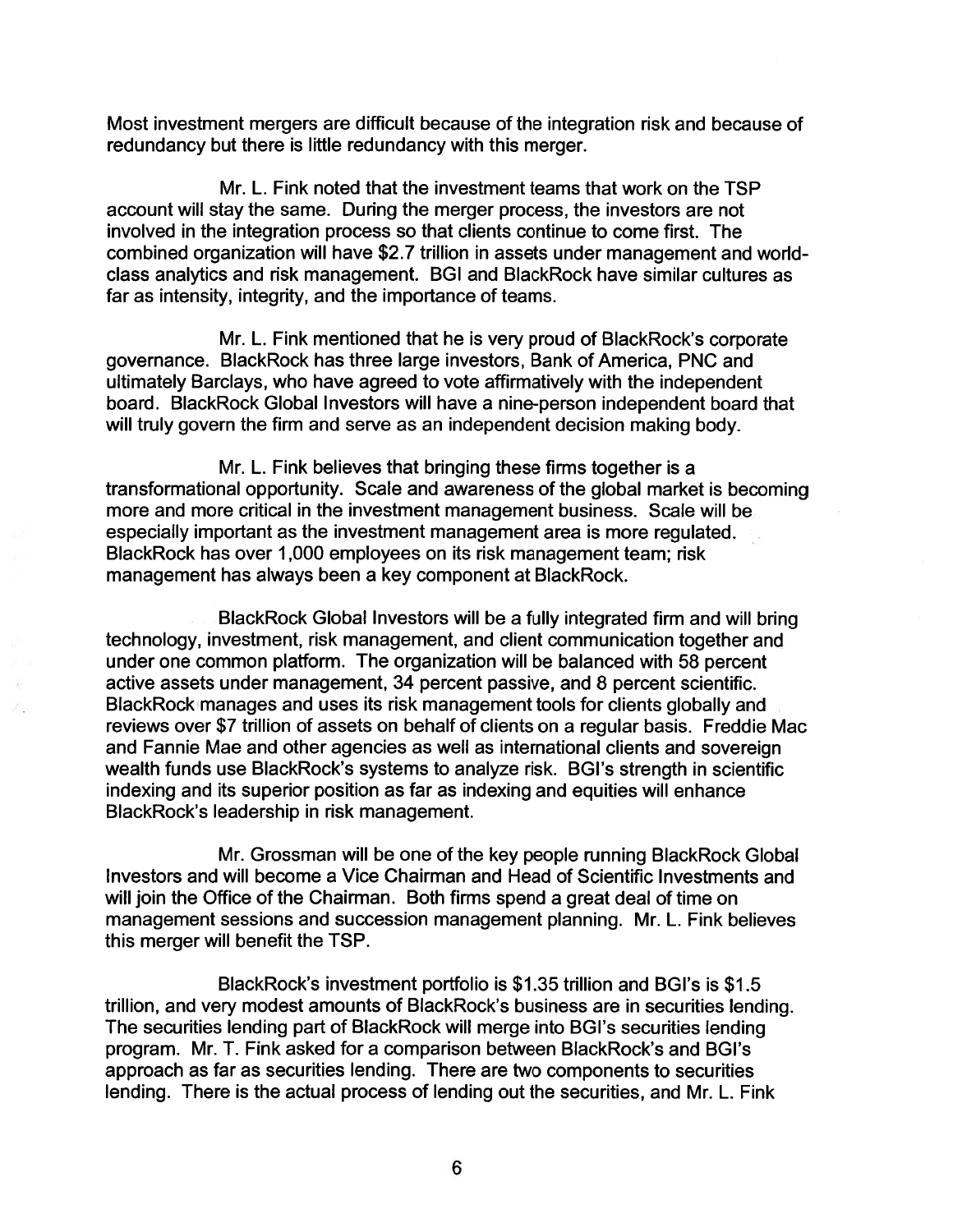Most investment mergers are difficult because of the integration risk and because of redundancy but there is little redundancy with this merger.

Mr. L. Fink noted that the investment teams that work on the TSP account will stay the same. During the merger process, the investors are not involved in the integration process so that clients continue to come first. The combined organization will have $2.7 trillion in assets under management and world-class analytics and risk management. BGI and BlackRock have similar cultures as far as intensity, integrity, and the importance of teams.

Mr. L. Fink mentioned that he is very proud of BlackRock's corporate governance. BlackRock has three large investors, Bank of America, PNC and ultimately Barclays, who have agreed to vote affirmatively with the independent board. BlackRock Global Investors will have a nine-person independent board that will truly govern the firm and serve as an independent decision making body.

Mr. L. Fink believes that bringing these firms together is a transformational opportunity. Scale and awareness of the global market is becoming more and more critical in the investment management business. Scale will be especially important as the investment management area is more regulated. BlackRock has over 1,000 employees on its risk management team; risk management has always been a key component at BlackRock.

BlackRock Global Investors will be a fully integrated firm and will bring technology, investment, risk management, and client communication together and under one common platform. The organization will be balanced with 58 percent active assets under management, 34 percent passive, and 8 percent scientific. BlackRock manages and uses its risk management tools for clients globally and reviews over $7 trillion of assets on behalf of clients on a regular basis. Freddie Mac and Fannie Mae and other agencies as well as international clients and sovereign wealth funds use BlackRock's systems to analyze risk. BGI's strength in scientific indexing and its superior position as far as indexing and equities will enhance BlackRock's leadership in risk management.

Mr. Grossman will be one of the key people running BlackRock Global Investors and will become a Vice Chairman and Head of Scientific Investments and will join the Office of the Chairman. Both firms spend a great deal of time on management sessions and succession management planning. Mr. L. Fink believes this merger will benefit the TSP.

BlackRock's investment portfolio is $1.35 trillion and BGI's is $1.5 trillion, and very modest amounts of BlackRock's business are in securities lending. The securities lending part of BlackRock will merge into BGI's securities lending program. Mr. T. Fink asked for a comparison between BlackRock's and BGI's approach as far as securities lending. There are two components to securities lending. There is the actual process of lending out the securities, and Mr. L. Fink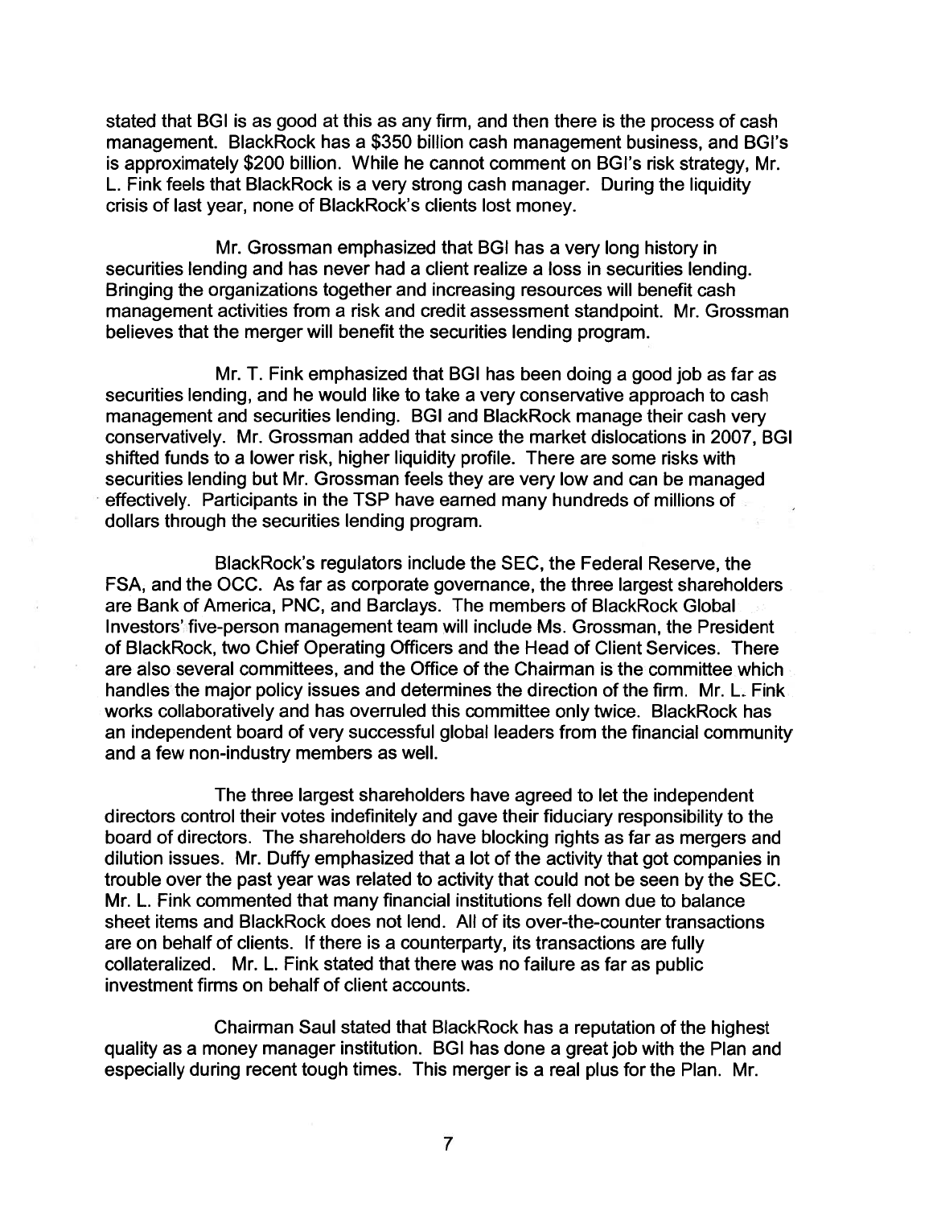stated that BGI is as good at this as any firm, and then there is the process of cash management. BlackRock has a $350 billion cash management business, and BGI's is approximately $200 billion. While he cannot comment on BGI's risk strategy, Mr. L. Fink feels that BlackRock is a very strong cash manager. During the liquidity crisis of last year, none of BlackRock's clients lost money.

Mr. Grossman emphasized that BGI has a very long history in securities lending and has never had a client realize a loss in securities lending. Bringing the organizations together and increasing resources will benefit cash management activities from a risk and credit assessment standpoint. Mr. Grossman believes that the merger will benefit the securities lending program.

Mr. T. Fink emphasized that BGI has been doing a good job as far as securities lending, and he would like to take a very conservative approach to cash management and securities lending. BGI and BlackRock manage their cash very conservatively. Mr. Grossman added that since the market dislocations in 2007, BGI shifted funds to a lower risk, higher liquidity profile. There are some risks with securities lending but Mr. Grossman feels they are very low and can be managed effectively. Participants in the TSP have earned many hundreds of millions of dollars through the securities lending program.

BlackRock's regulators include the SEC, the Federal Reserve, the FSA, and the OCC. As far as corporate governance, the three largest shareholders are Bank of America, PNC, and Barclays. The members of BlackRock Global Investors' five-person management team will include Ms. Grossman, the President of BlackRock, two Chief Operating Officers and the Head of Client Services. There are also several committees, and the Office of the Chairman is the committee which handles the major policy issues and determines the direction of the firm. Mr. L. Fink works collaboratively and has overruled this committee only twice. BlackRock has an independent board of very successful global leaders from the financial community and a few non-industry members as well.

The three largest shareholders have agreed to let the independent directors control their votes indefinitely and gave their fiduciary responsibility to the board of directors. The shareholders do have blocking rights as far as mergers and dilution issues. Mr. Duffy emphasized that a lot of the activity that got companies in trouble over the past year was related to activity that could not be seen by the SEC. Mr. L. Fink commented that many financial institutions fell down due to balance sheet items and BlackRock does not lend. All of its over-the-counter transactions are on behalf of clients. If there is a counterparty, its transactions are fully collateralized. Mr. L. Fink stated that there was no failure as far as public investment firms on behalf of client accounts.

Chairman Saul stated that BlackRock has a reputation of the highest quality as a money manager institution. BGI has done a great job with the Plan and especially during recent tough times. This merger is a real plus for the Plan. Mr.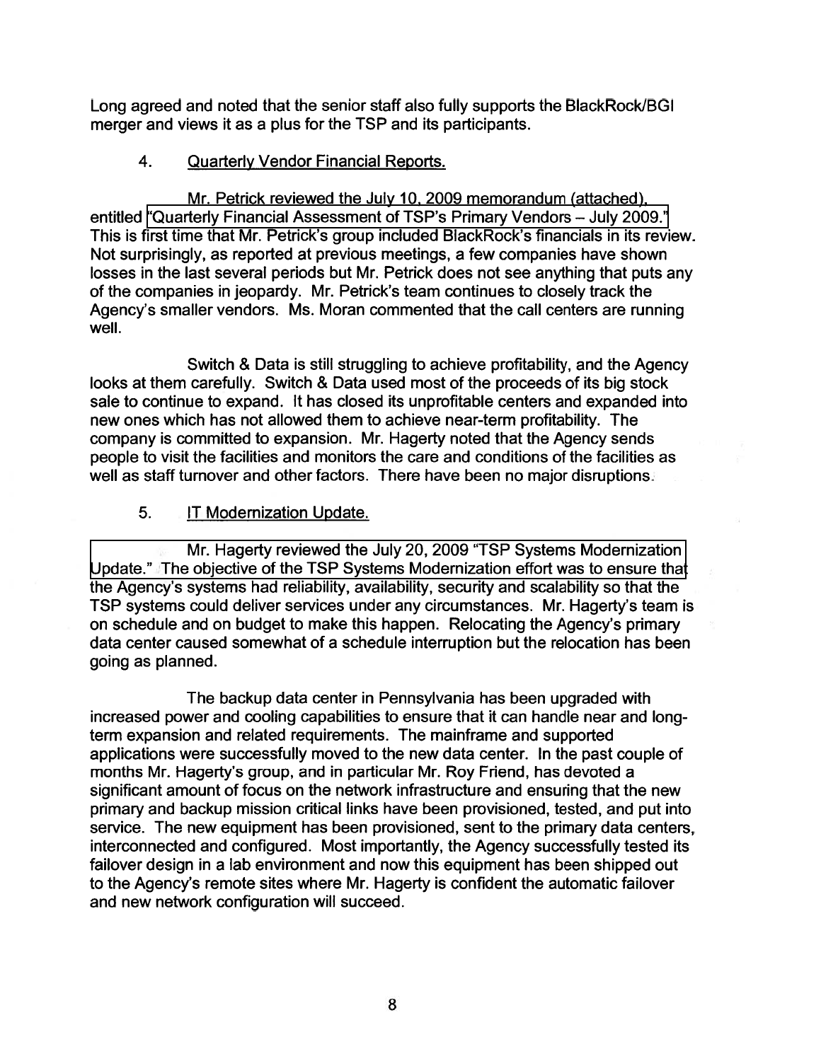Long agreed and noted that the senior staff also fully supports the BlackRock/BGI merger and views it as a plus for the TSP and its participants.

4. Quarterly Vendor Financial Reports.

Mr. Petrick reviewed the July 10, 2009 memorandum (attached), entitled "Quarterly Financial Assessment of TSP's Primary Vendors – July 2009." This is first time that Mr. Petrick's group included BlackRock's financials in its review. Not surprisingly, as reported at previous meetings, a few companies have shown losses in the last several periods but Mr. Petrick does not see anything that puts any of the companies in jeopardy. Mr. Petrick's team continues to closely track the Agency's smaller vendors. Ms. Moran commented that the call centers are running well.

Switch & Data is still struggling to achieve profitability, and the Agency looks at them carefully. Switch & Data used most of the proceeds of its big stock sale to continue to expand. It has closed its unprofitable centers and expanded into new ones which has not allowed them to achieve near-term profitability. The company is committed to expansion. Mr. Hagerty noted that the Agency sends people to visit the facilities and monitors the care and conditions of the facilities as well as staff turnover and other factors. There have been no major disruptions.

5. IT Modernization Update.

Mr. Hagerty reviewed the July 20, 2009 "TSP Systems Modernization Update." The objective of the TSP Systems Modernization effort was to ensure that the Agency's systems had reliability, availability, security and scalability so that the TSP systems could deliver services under any circumstances. Mr. Hagerty's team is on schedule and on budget to make this happen. Relocating the Agency's primary data center caused somewhat of a schedule interruption but the relocation has been going as planned.

The backup data center in Pennsylvania has been upgraded with increased power and cooling capabilities to ensure that it can handle near and long-term expansion and related requirements. The mainframe and supported applications were successfully moved to the new data center. In the past couple of months Mr. Hagerty's group, and in particular Mr. Roy Friend, has devoted a significant amount of focus on the network infrastructure and ensuring that the new primary and backup mission critical links have been provisioned, tested, and put into service. The new equipment has been provisioned, sent to the primary data centers, interconnected and configured. Most importantly, the Agency successfully tested its failover design in a lab environment and now this equipment has been shipped out to the Agency's remote sites where Mr. Hagerty is confident the automatic failover and new network configuration will succeed.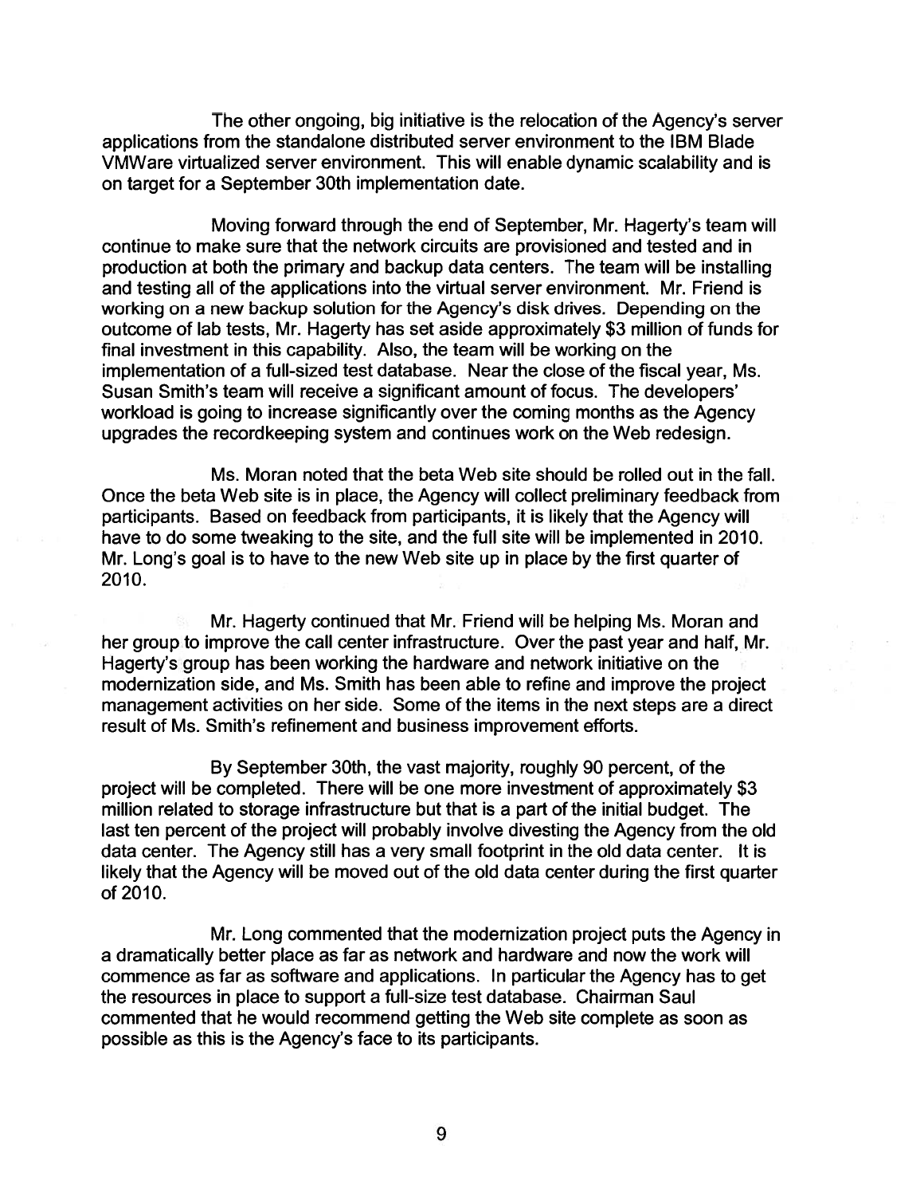The other ongoing, big initiative is the relocation of the Agency's server applications from the standalone distributed server environment to the IBM Blade VMWare virtualized server environment. This will enable dynamic scalability and is on target for a September 30th implementation date.

Moving forward through the end of September, Mr. Hagerty's team will continue to make sure that the network circuits are provisioned and tested and in production at both the primary and backup data centers. The team will be installing and testing all of the applications into the virtual server environment. Mr. Friend is working on a new backup solution for the Agency's disk drives. Depending on the outcome of lab tests, Mr. Hagerty has set aside approximately \$3 million of funds for final investment in this capability. Also, the team will be working on the implementation of a full-sized test database. Near the close of the fiscal year, Ms. Susan Smith's team will receive a significant amount of focus. The developers' workload is going to increase significantly over the coming months as the Agency upgrades the recordkeeping system and continues work on the Web redesign.

Ms. Moran noted that the beta Web site should be rolled out in the fall. Once the beta Web site is in place, the Agency will collect preliminary feedback from participants. Based on feedback from participants, it is likely that the Agency will have to do some tweaking to the site, and the full site will be implemented in 2010. Mr. Long's goal is to have to the new Web site up in place by the first quarter of 2010.

Mr. Hagerty continued that Mr. Friend will be helping Ms. Moran and her group to improve the call center infrastructure. Over the past year and half, Mr. Hagerty's group has been working the hardware and network initiative on the modernization side, and Ms. Smith has been able to refine and improve the project management activities on her side. Some of the items in the next steps are a direct result of Ms. Smith's refinement and business improvement efforts.

By September 30th, the vast majority, roughly 90 percent, of the project will be completed. There will be one more investment of approximately \$3 million related to storage infrastructure but that is a part of the initial budget. The last ten percent of the project will probably involve divesting the Agency from the old data center. The Agency still has a very small footprint in the old data center. It is likely that the Agency will be moved out of the old data center during the first quarter of 2010.

Mr. Long commented that the modernization project puts the Agency in a dramatically better place as far as network and hardware and now the work will commence as far as software and applications. In particular the Agency has to get the resources in place to support a full-size test database. Chairman Saul commented that he would recommend getting the Web site complete as soon as possible as this is the Agency's face to its participants.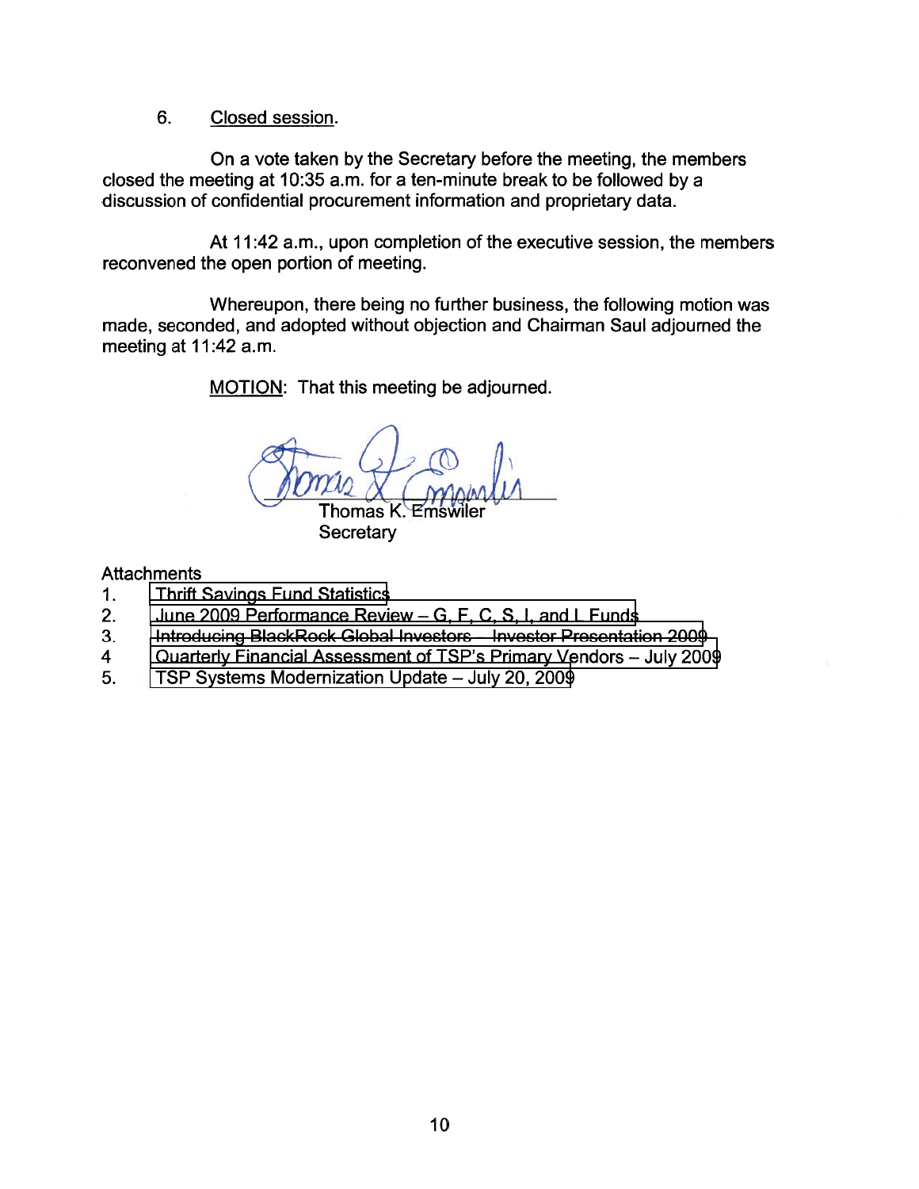6. Closed session.

On a vote taken by the Secretary before the meeting, the members closed the meeting at 10:35 a.m. for a ten-minute break to be followed by a discussion of confidential procurement information and proprietary data.

At 11:42 a.m., upon completion of the executive session, the members reconvened the open portion of meeting.

Whereupon, there being no further business, the following motion was made, seconded, and adopted without objection and Chairman Saul adjourned the meeting at 11:42 a.m.

MOTION: That this meeting be adjourned.

Thomas K. Emswiler
Secretary

Attachments

1. Thrift Savings Fund Statistics
2. June 2009 Performance Review – G, F, C, S, I, and L Funds
3. ~~Introducing BlackRock Global Investors – Investor Presentation 2009~~
4. Quarterly Financial Assessment of TSP's Primary Vendors – July 2009
5. TSP Systems Modernization Update – July 20, 2009